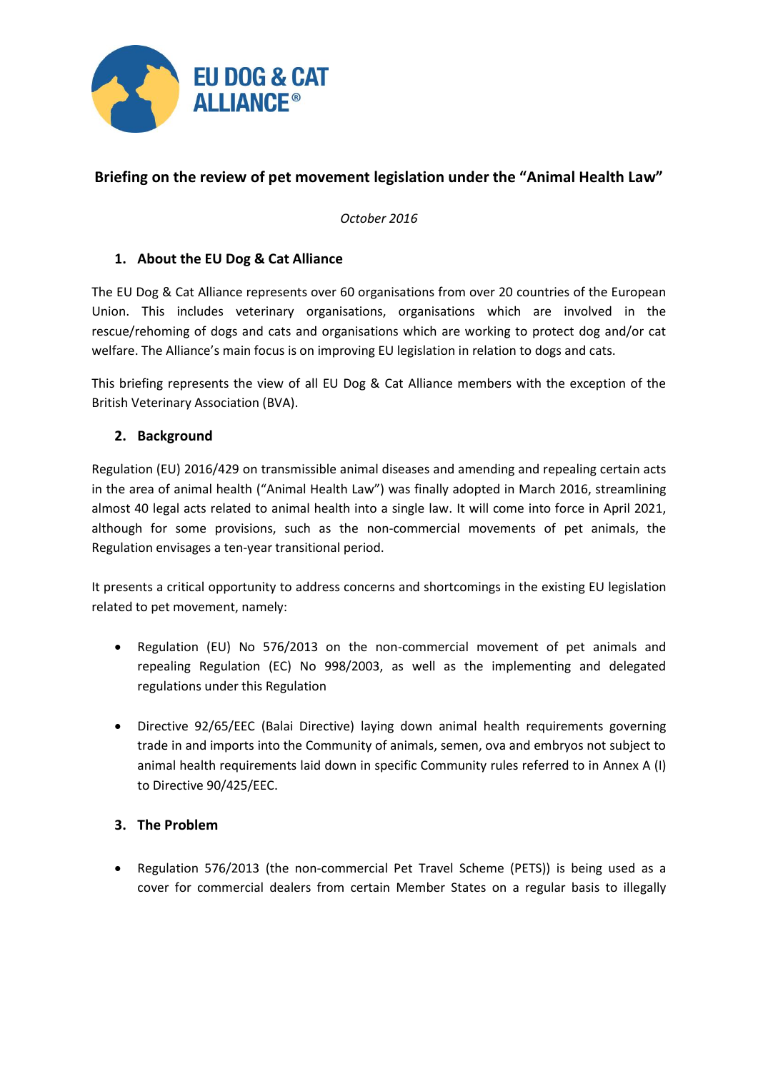EU DOG & CAT ALLIANCE®

# Briefing on the review of pet movement legislation under the "Animal Health Law"

*October 2016*

## 1. About the EU Dog & Cat Alliance

The EU Dog & Cat Alliance represents over 60 organisations from over 20 countries of the European Union. This includes veterinary organisations, organisations which are involved in the rescue/rehoming of dogs and cats and organisations which are working to protect dog and/or cat welfare. The Alliance's main focus is on improving EU legislation in relation to dogs and cats.

This briefing represents the view of all EU Dog & Cat Alliance members with the exception of the British Veterinary Association (BVA).

## 2. Background

Regulation (EU) 2016/429 on transmissible animal diseases and amending and repealing certain acts in the area of animal health ("Animal Health Law") was finally adopted in March 2016, streamlining almost 40 legal acts related to animal health into a single law. It will come into force in April 2021, although for some provisions, such as the non-commercial movements of pet animals, the Regulation envisages a ten-year transitional period.

It presents a critical opportunity to address concerns and shortcomings in the existing EU legislation related to pet movement, namely:

- Regulation (EU) No 576/2013 on the non-commercial movement of pet animals and repealing Regulation (EC) No 998/2003, as well as the implementing and delegated regulations under this Regulation
- Directive 92/65/EEC (Balai Directive) laying down animal health requirements governing trade in and imports into the Community of animals, semen, ova and embryos not subject to animal health requirements laid down in specific Community rules referred to in Annex A (I) to Directive 90/425/EEC.

## 3. The Problem

- Regulation 576/2013 (the non-commercial Pet Travel Scheme (PETS)) is being used as a cover for commercial dealers from certain Member States on a regular basis to illegally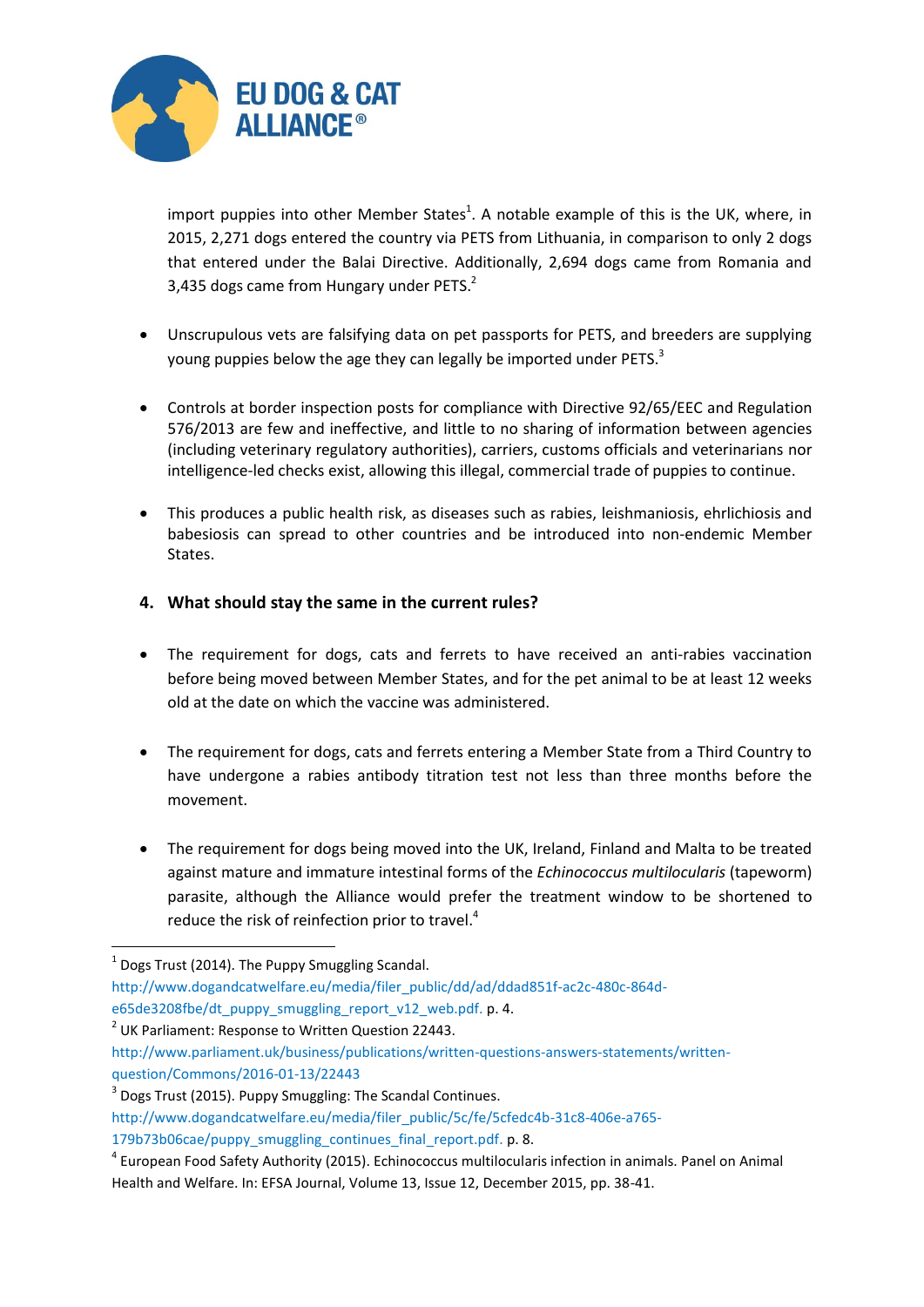import puppies into other Member States[1]. A notable example of this is the UK, where, in 2015, 2,271 dogs entered the country via PETS from Lithuania, in comparison to only 2 dogs that entered under the Balai Directive. Additionally, 2,694 dogs came from Romania and 3,435 dogs came from Hungary under PETS.[2]

- Unscrupulous vets are falsifying data on pet passports for PETS, and breeders are supplying young puppies below the age they can legally be imported under PETS.[3]

- Controls at border inspection posts for compliance with Directive 92/65/EEC and Regulation 576/2013 are few and ineffective, and little to no sharing of information between agencies (including veterinary regulatory authorities), carriers, customs officials and veterinarians nor intelligence-led checks exist, allowing this illegal, commercial trade of puppies to continue.

- This produces a public health risk, as diseases such as rabies, leishmaniosis, ehrlichiosis and babesiosis can spread to other countries and be introduced into non-endemic Member States.

## 4. What should stay the same in the current rules?

- The requirement for dogs, cats and ferrets to have received an anti-rabies vaccination before being moved between Member States, and for the pet animal to be at least 12 weeks old at the date on which the vaccine was administered.

- The requirement for dogs, cats and ferrets entering a Member State from a Third Country to have undergone a rabies antibody titration test not less than three months before the movement.

- The requirement for dogs being moved into the UK, Ireland, Finland and Malta to be treated against mature and immature intestinal forms of the *Echinococcus multilocularis* (tapeworm) parasite, although the Alliance would prefer the treatment window to be shortened to reduce the risk of reinfection prior to travel.[4]

---

[1] Dogs Trust (2014). The Puppy Smuggling Scandal. http://www.dogandcatwelfare.eu/media/filer_public/dd/ad/ddad851f-ac2c-480c-864d-e65de3208fbe/dt_puppy_smuggling_report_v12_web.pdf. p. 4.

[2] UK Parliament: Response to Written Question 22443. http://www.parliament.uk/business/publications/written-questions-answers-statements/written-question/Commons/2016-01-13/22443

[3] Dogs Trust (2015). Puppy Smuggling: The Scandal Continues. http://www.dogandcatwelfare.eu/media/filer_public/5c/fe/5cfedc4b-31c8-406e-a765-179b73b06cae/puppy_smuggling_continues_final_report.pdf. p. 8.

[4] European Food Safety Authority (2015). Echinococcus multilocularis infection in animals. Panel on Animal Health and Welfare. In: EFSA Journal, Volume 13, Issue 12, December 2015, pp. 38-41.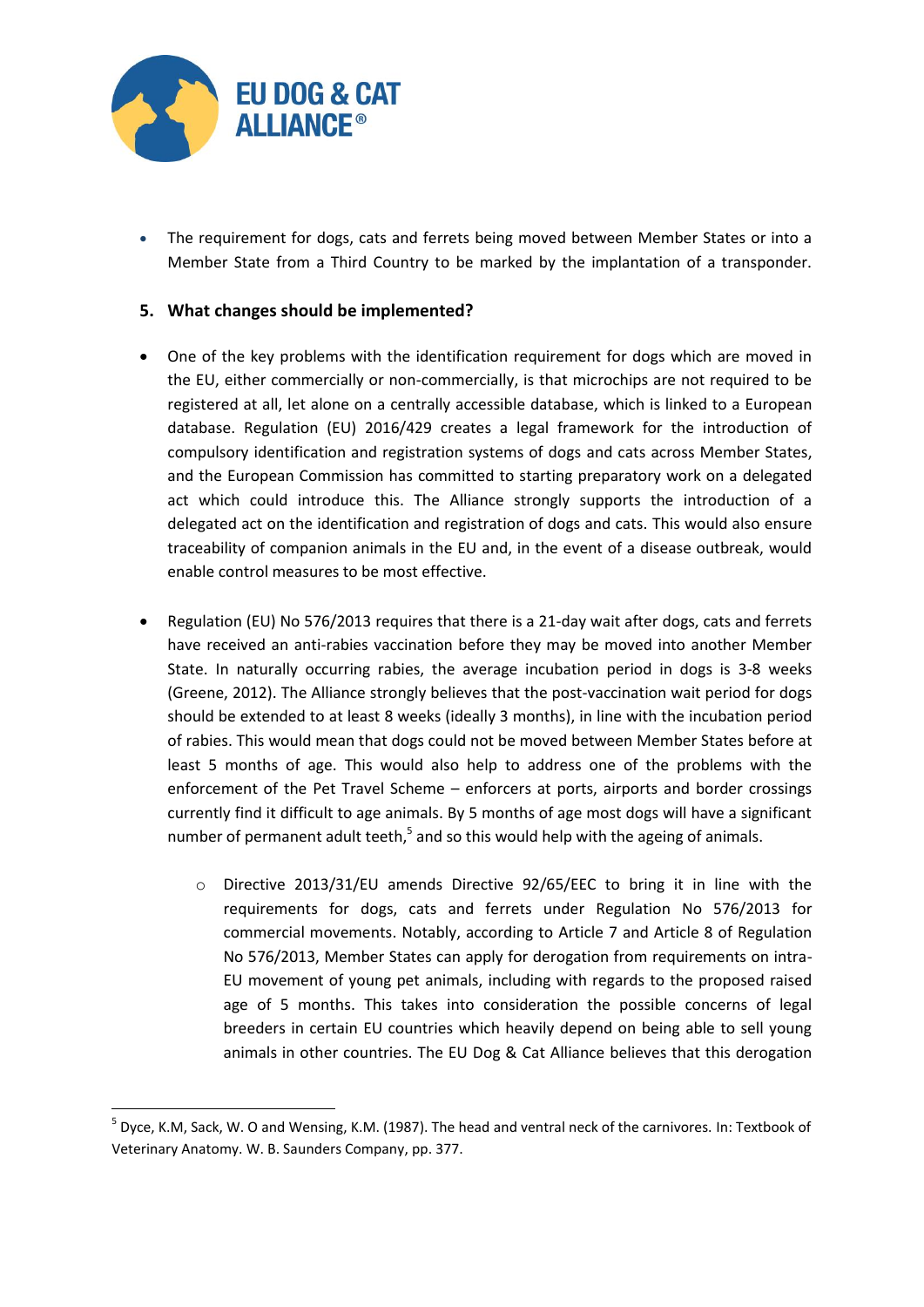- The requirement for dogs, cats and ferrets being moved between Member States or into a Member State from a Third Country to be marked by the implantation of a transponder.

## 5. What changes should be implemented?

- One of the key problems with the identification requirement for dogs which are moved in the EU, either commercially or non-commercially, is that microchips are not required to be registered at all, let alone on a centrally accessible database, which is linked to a European database. Regulation (EU) 2016/429 creates a legal framework for the introduction of compulsory identification and registration systems of dogs and cats across Member States, and the European Commission has committed to starting preparatory work on a delegated act which could introduce this. The Alliance strongly supports the introduction of a delegated act on the identification and registration of dogs and cats. This would also ensure traceability of companion animals in the EU and, in the event of a disease outbreak, would enable control measures to be most effective.

- Regulation (EU) No 576/2013 requires that there is a 21-day wait after dogs, cats and ferrets have received an anti-rabies vaccination before they may be moved into another Member State. In naturally occurring rabies, the average incubation period in dogs is 3-8 weeks (Greene, 2012). The Alliance strongly believes that the post-vaccination wait period for dogs should be extended to at least 8 weeks (ideally 3 months), in line with the incubation period of rabies. This would mean that dogs could not be moved between Member States before at least 5 months of age. This would also help to address one of the problems with the enforcement of the Pet Travel Scheme – enforcers at ports, airports and border crossings currently find it difficult to age animals. By 5 months of age most dogs will have a significant number of permanent adult teeth,[5] and so this would help with the ageing of animals.

    - Directive 2013/31/EU amends Directive 92/65/EEC to bring it in line with the requirements for dogs, cats and ferrets under Regulation No 576/2013 for commercial movements. Notably, according to Article 7 and Article 8 of Regulation No 576/2013, Member States can apply for derogation from requirements on intra-EU movement of young pet animals, including with regards to the proposed raised age of 5 months. This takes into consideration the possible concerns of legal breeders in certain EU countries which heavily depend on being able to sell young animals in other countries. The EU Dog & Cat Alliance believes that this derogation

---

[5] Dyce, K.M, Sack, W. O and Wensing, K.M. (1987). The head and ventral neck of the carnivores. In: Textbook of Veterinary Anatomy. W. B. Saunders Company, pp. 377.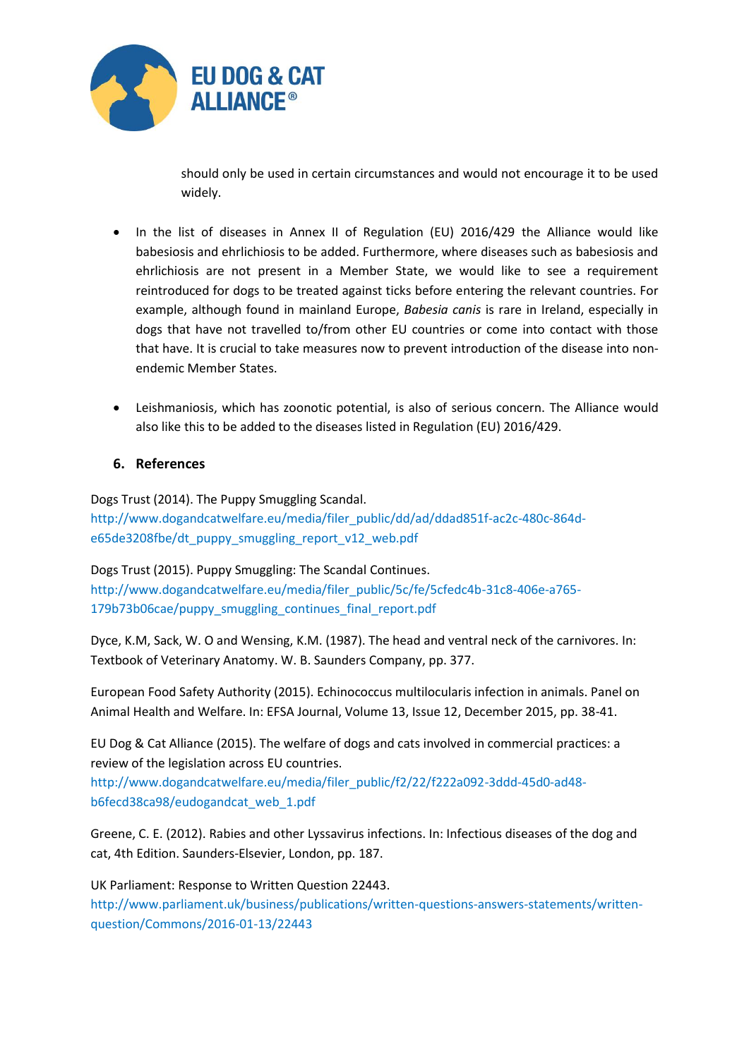should only be used in certain circumstances and would not encourage it to be used widely.

- In the list of diseases in Annex II of Regulation (EU) 2016/429 the Alliance would like babesiosis and ehrlichiosis to be added. Furthermore, where diseases such as babesiosis and ehrlichiosis are not present in a Member State, we would like to see a requirement reintroduced for dogs to be treated against ticks before entering the relevant countries. For example, although found in mainland Europe, *Babesia canis* is rare in Ireland, especially in dogs that have not travelled to/from other EU countries or come into contact with those that have. It is crucial to take measures now to prevent introduction of the disease into non-endemic Member States.

- Leishmaniosis, which has zoonotic potential, is also of serious concern. The Alliance would also like this to be added to the diseases listed in Regulation (EU) 2016/429.

## 6. References

Dogs Trust (2014). The Puppy Smuggling Scandal.
http://www.dogandcatwelfare.eu/media/filer_public/dd/ad/ddad851f-ac2c-480c-864d-e65de3208fbe/dt_puppy_smuggling_report_v12_web.pdf

Dogs Trust (2015). Puppy Smuggling: The Scandal Continues.
http://www.dogandcatwelfare.eu/media/filer_public/5c/fe/5cfedc4b-31c8-406e-a765-179b73b06cae/puppy_smuggling_continues_final_report.pdf

Dyce, K.M, Sack, W. O and Wensing, K.M. (1987). The head and ventral neck of the carnivores. In: Textbook of Veterinary Anatomy. W. B. Saunders Company, pp. 377.

European Food Safety Authority (2015). Echinococcus multilocularis infection in animals. Panel on Animal Health and Welfare. In: EFSA Journal, Volume 13, Issue 12, December 2015, pp. 38-41.

EU Dog & Cat Alliance (2015). The welfare of dogs and cats involved in commercial practices: a review of the legislation across EU countries.
http://www.dogandcatwelfare.eu/media/filer_public/f2/22/f222a092-3ddd-45d0-ad48-b6fecd38ca98/eudogandcat_web_1.pdf

Greene, C. E. (2012). Rabies and other Lyssavirus infections. In: Infectious diseases of the dog and cat, 4th Edition. Saunders-Elsevier, London, pp. 187.

UK Parliament: Response to Written Question 22443.
http://www.parliament.uk/business/publications/written-questions-answers-statements/written-question/Commons/2016-01-13/22443